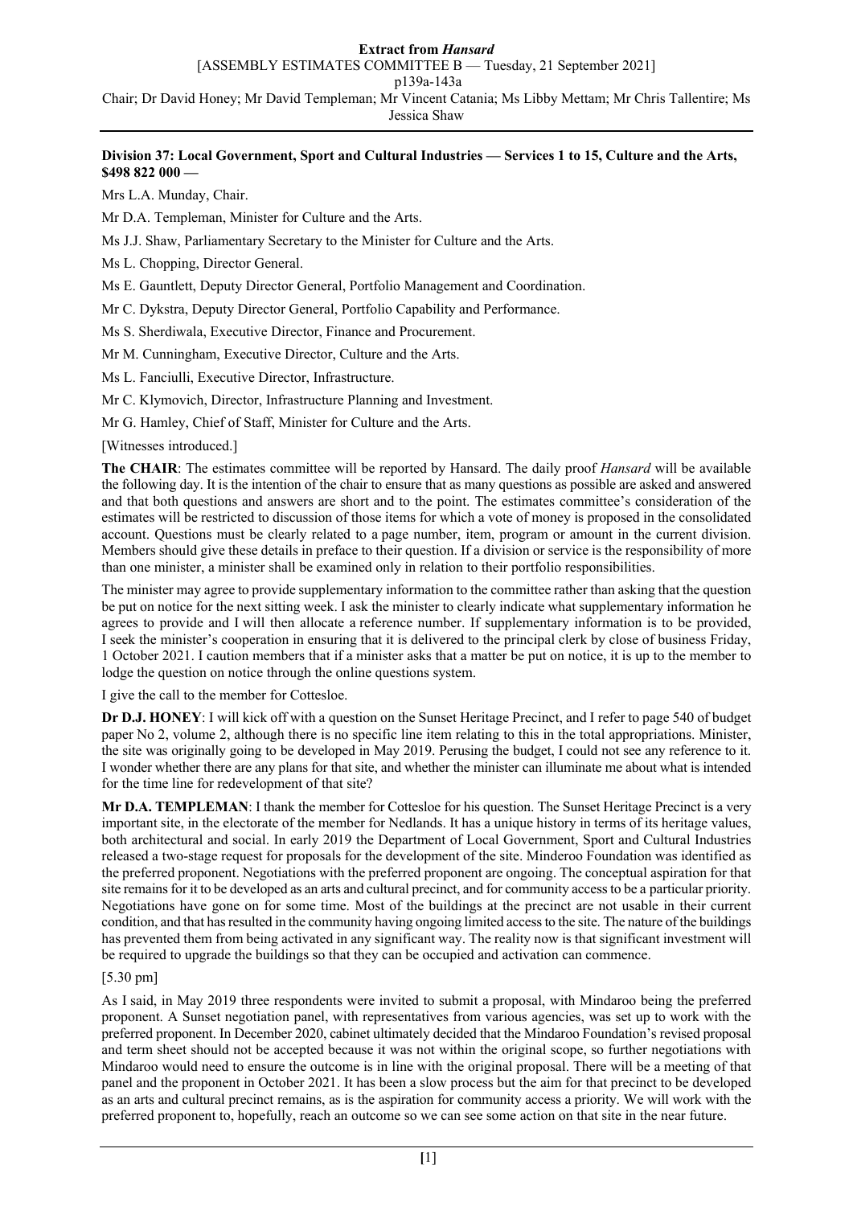**Division 37: Local Government, Sport and Cultural Industries — Services 1 to 15, Culture and the Arts, $498 822 000 —**

Mrs L.A. Munday, Chair.

Mr D.A. Templeman, Minister for Culture and the Arts.

Ms J.J. Shaw, Parliamentary Secretary to the Minister for Culture and the Arts.

Ms L. Chopping, Director General.

Ms E. Gauntlett, Deputy Director General, Portfolio Management and Coordination.

Mr C. Dykstra, Deputy Director General, Portfolio Capability and Performance.

Ms S. Sherdiwala, Executive Director, Finance and Procurement.

Mr M. Cunningham, Executive Director, Culture and the Arts.

Ms L. Fanciulli, Executive Director, Infrastructure.

Mr C. Klymovich, Director, Infrastructure Planning and Investment.

Mr G. Hamley, Chief of Staff, Minister for Culture and the Arts.

[Witnesses introduced.]

**The CHAIR**: The estimates committee will be reported by Hansard. The daily proof *Hansard* will be available the following day. It is the intention of the chair to ensure that as many questions as possible are asked and answered and that both questions and answers are short and to the point. The estimates committee's consideration of the estimates will be restricted to discussion of those items for which a vote of money is proposed in the consolidated account. Questions must be clearly related to a page number, item, program or amount in the current division. Members should give these details in preface to their question. If a division or service is the responsibility of more than one minister, a minister shall be examined only in relation to their portfolio responsibilities.

The minister may agree to provide supplementary information to the committee rather than asking that the question be put on notice for the next sitting week. I ask the minister to clearly indicate what supplementary information he agrees to provide and I will then allocate a reference number. If supplementary information is to be provided, I seek the minister's cooperation in ensuring that it is delivered to the principal clerk by close of business Friday, 1 October 2021. I caution members that if a minister asks that a matter be put on notice, it is up to the member to lodge the question on notice through the online questions system.

I give the call to the member for Cottesloe.

**Dr D.J. HONEY**: I will kick off with a question on the Sunset Heritage Precinct, and I refer to page 540 of budget paper No 2, volume 2, although there is no specific line item relating to this in the total appropriations. Minister, the site was originally going to be developed in May 2019. Perusing the budget, I could not see any reference to it. I wonder whether there are any plans for that site, and whether the minister can illuminate me about what is intended for the time line for redevelopment of that site?

**Mr D.A. TEMPLEMAN**: I thank the member for Cottesloe for his question. The Sunset Heritage Precinct is a very important site, in the electorate of the member for Nedlands. It has a unique history in terms of its heritage values, both architectural and social. In early 2019 the Department of Local Government, Sport and Cultural Industries released a two-stage request for proposals for the development of the site. Minderoo Foundation was identified as the preferred proponent. Negotiations with the preferred proponent are ongoing. The conceptual aspiration for that site remains for it to be developed as an arts and cultural precinct, and for community access to be a particular priority. Negotiations have gone on for some time. Most of the buildings at the precinct are not usable in their current condition, and that has resulted in the community having ongoing limited access to the site. The nature of the buildings has prevented them from being activated in any significant way. The reality now is that significant investment will be required to upgrade the buildings so that they can be occupied and activation can commence.

[5.30 pm]

As I said, in May 2019 three respondents were invited to submit a proposal, with Mindaroo being the preferred proponent. A Sunset negotiation panel, with representatives from various agencies, was set up to work with the preferred proponent. In December 2020, cabinet ultimately decided that the Mindaroo Foundation's revised proposal and term sheet should not be accepted because it was not within the original scope, so further negotiations with Mindaroo would need to ensure the outcome is in line with the original proposal. There will be a meeting of that panel and the proponent in October 2021. It has been a slow process but the aim for that precinct to be developed as an arts and cultural precinct remains, as is the aspiration for community access a priority. We will work with the preferred proponent to, hopefully, reach an outcome so we can see some action on that site in the near future.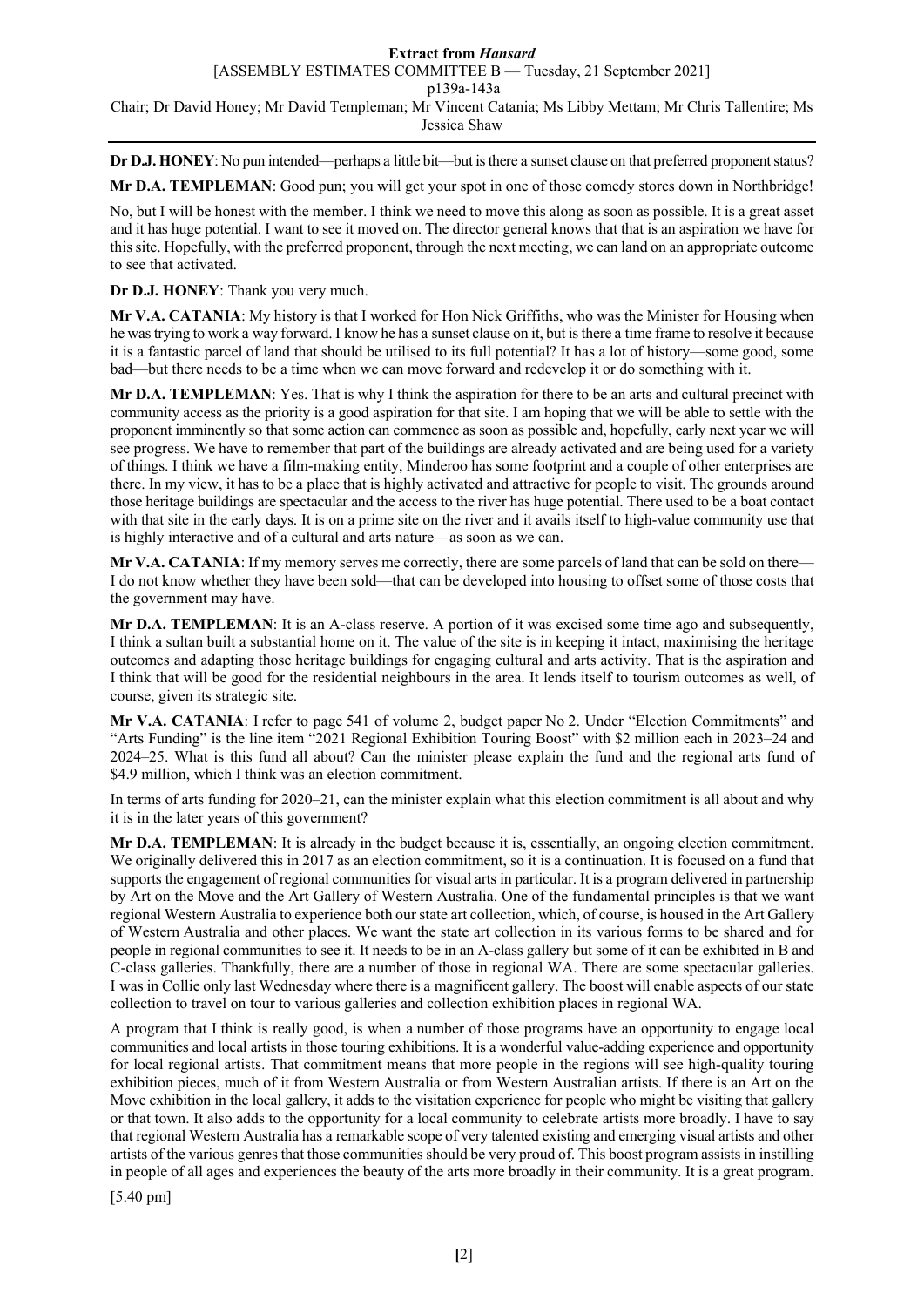**Dr D.J. HONEY**: No pun intended—perhaps a little bit—but is there a sunset clause on that preferred proponent status?

**Mr D.A. TEMPLEMAN**: Good pun; you will get your spot in one of those comedy stores down in Northbridge!

No, but I will be honest with the member. I think we need to move this along as soon as possible. It is a great asset and it has huge potential. I want to see it moved on. The director general knows that that is an aspiration we have for this site. Hopefully, with the preferred proponent, through the next meeting, we can land on an appropriate outcome to see that activated.

**Dr D.J. HONEY**: Thank you very much.

**Mr V.A. CATANIA**: My history is that I worked for Hon Nick Griffiths, who was the Minister for Housing when he was trying to work a way forward. I know he has a sunset clause on it, but is there a time frame to resolve it because it is a fantastic parcel of land that should be utilised to its full potential? It has a lot of history—some good, some bad—but there needs to be a time when we can move forward and redevelop it or do something with it.

**Mr D.A. TEMPLEMAN**: Yes. That is why I think the aspiration for there to be an arts and cultural precinct with community access as the priority is a good aspiration for that site. I am hoping that we will be able to settle with the proponent imminently so that some action can commence as soon as possible and, hopefully, early next year we will see progress. We have to remember that part of the buildings are already activated and are being used for a variety of things. I think we have a film-making entity, Minderoo has some footprint and a couple of other enterprises are there. In my view, it has to be a place that is highly activated and attractive for people to visit. The grounds around those heritage buildings are spectacular and the access to the river has huge potential. There used to be a boat contact with that site in the early days. It is on a prime site on the river and it avails itself to high-value community use that is highly interactive and of a cultural and arts nature—as soon as we can.

**Mr V.A. CATANIA**: If my memory serves me correctly, there are some parcels of land that can be sold on there—I do not know whether they have been sold—that can be developed into housing to offset some of those costs that the government may have.

**Mr D.A. TEMPLEMAN**: It is an A-class reserve. A portion of it was excised some time ago and subsequently, I think a sultan built a substantial home on it. The value of the site is in keeping it intact, maximising the heritage outcomes and adapting those heritage buildings for engaging cultural and arts activity. That is the aspiration and I think that will be good for the residential neighbours in the area. It lends itself to tourism outcomes as well, of course, given its strategic site.

**Mr V.A. CATANIA**: I refer to page 541 of volume 2, budget paper No 2. Under "Election Commitments" and "Arts Funding" is the line item "2021 Regional Exhibition Touring Boost" with $2 million each in 2023–24 and 2024–25. What is this fund all about? Can the minister please explain the fund and the regional arts fund of $4.9 million, which I think was an election commitment.

In terms of arts funding for 2020–21, can the minister explain what this election commitment is all about and why it is in the later years of this government?

**Mr D.A. TEMPLEMAN**: It is already in the budget because it is, essentially, an ongoing election commitment. We originally delivered this in 2017 as an election commitment, so it is a continuation. It is focused on a fund that supports the engagement of regional communities for visual arts in particular. It is a program delivered in partnership by Art on the Move and the Art Gallery of Western Australia. One of the fundamental principles is that we want regional Western Australia to experience both our state art collection, which, of course, is housed in the Art Gallery of Western Australia and other places. We want the state art collection in its various forms to be shared and for people in regional communities to see it. It needs to be in an A-class gallery but some of it can be exhibited in B and C-class galleries. Thankfully, there are a number of those in regional WA. There are some spectacular galleries. I was in Collie only last Wednesday where there is a magnificent gallery. The boost will enable aspects of our state collection to travel on tour to various galleries and collection exhibition places in regional WA.

A program that I think is really good, is when a number of those programs have an opportunity to engage local communities and local artists in those touring exhibitions. It is a wonderful value-adding experience and opportunity for local regional artists. That commitment means that more people in the regions will see high-quality touring exhibition pieces, much of it from Western Australia or from Western Australian artists. If there is an Art on the Move exhibition in the local gallery, it adds to the visitation experience for people who might be visiting that gallery or that town. It also adds to the opportunity for a local community to celebrate artists more broadly. I have to say that regional Western Australia has a remarkable scope of very talented existing and emerging visual artists and other artists of the various genres that those communities should be very proud of. This boost program assists in instilling in people of all ages and experiences the beauty of the arts more broadly in their community. It is a great program.

[5.40 pm]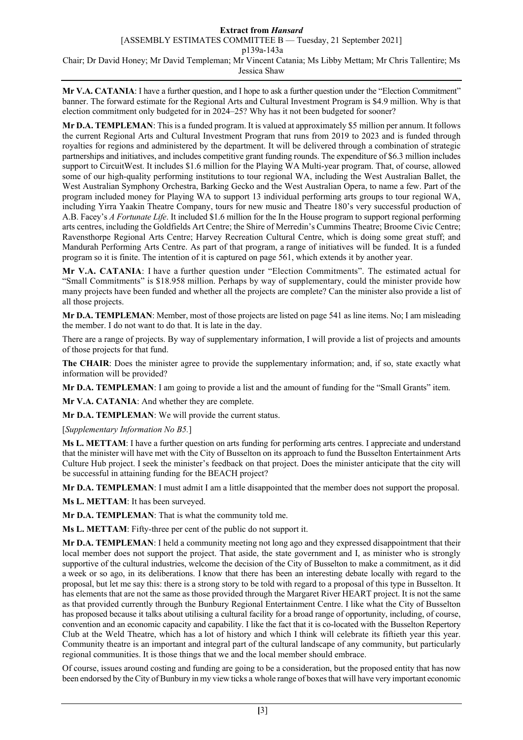**Mr V.A. CATANIA**: I have a further question, and I hope to ask a further question under the "Election Commitment" banner. The forward estimate for the Regional Arts and Cultural Investment Program is $4.9 million. Why is that election commitment only budgeted for in 2024–25? Why has it not been budgeted for sooner?

**Mr D.A. TEMPLEMAN**: This is a funded program. It is valued at approximately $5 million per annum. It follows the current Regional Arts and Cultural Investment Program that runs from 2019 to 2023 and is funded through royalties for regions and administered by the department. It will be delivered through a combination of strategic partnerships and initiatives, and includes competitive grant funding rounds. The expenditure of $6.3 million includes support to CircuitWest. It includes $1.6 million for the Playing WA Multi-year program. That, of course, allowed some of our high-quality performing institutions to tour regional WA, including the West Australian Ballet, the West Australian Symphony Orchestra, Barking Gecko and the West Australian Opera, to name a few. Part of the program included money for Playing WA to support 13 individual performing arts groups to tour regional WA, including Yirra Yaakin Theatre Company, tours for new music and Theatre 180's very successful production of A.B. Facey's *A Fortunate Life*. It included $1.6 million for the In the House program to support regional performing arts centres, including the Goldfields Art Centre; the Shire of Merredin's Cummins Theatre; Broome Civic Centre; Ravensthorpe Regional Arts Centre; Harvey Recreation Cultural Centre, which is doing some great stuff; and Mandurah Performing Arts Centre. As part of that program, a range of initiatives will be funded. It is a funded program so it is finite. The intention of it is captured on page 561, which extends it by another year.

**Mr V.A. CATANIA**: I have a further question under "Election Commitments". The estimated actual for "Small Commitments" is $18.958 million. Perhaps by way of supplementary, could the minister provide how many projects have been funded and whether all the projects are complete? Can the minister also provide a list of all those projects.

**Mr D.A. TEMPLEMAN**: Member, most of those projects are listed on page 541 as line items. No; I am misleading the member. I do not want to do that. It is late in the day.

There are a range of projects. By way of supplementary information, I will provide a list of projects and amounts of those projects for that fund.

**The CHAIR**: Does the minister agree to provide the supplementary information; and, if so, state exactly what information will be provided?

**Mr D.A. TEMPLEMAN**: I am going to provide a list and the amount of funding for the "Small Grants" item.

**Mr V.A. CATANIA**: And whether they are complete.

**Mr D.A. TEMPLEMAN**: We will provide the current status.

[*Supplementary Information No B5.*]

**Ms L. METTAM**: I have a further question on arts funding for performing arts centres. I appreciate and understand that the minister will have met with the City of Busselton on its approach to fund the Busselton Entertainment Arts Culture Hub project. I seek the minister's feedback on that project. Does the minister anticipate that the city will be successful in attaining funding for the BEACH project?

**Mr D.A. TEMPLEMAN**: I must admit I am a little disappointed that the member does not support the proposal.

**Ms L. METTAM**: It has been surveyed.

**Mr D.A. TEMPLEMAN**: That is what the community told me.

**Ms L. METTAM**: Fifty-three per cent of the public do not support it.

**Mr D.A. TEMPLEMAN**: I held a community meeting not long ago and they expressed disappointment that their local member does not support the project. That aside, the state government and I, as minister who is strongly supportive of the cultural industries, welcome the decision of the City of Busselton to make a commitment, as it did a week or so ago, in its deliberations. I know that there has been an interesting debate locally with regard to the proposal, but let me say this: there is a strong story to be told with regard to a proposal of this type in Busselton. It has elements that are not the same as those provided through the Margaret River HEART project. It is not the same as that provided currently through the Bunbury Regional Entertainment Centre. I like what the City of Busselton has proposed because it talks about utilising a cultural facility for a broad range of opportunity, including, of course, convention and an economic capacity and capability. I like the fact that it is co-located with the Busselton Repertory Club at the Weld Theatre, which has a lot of history and which I think will celebrate its fiftieth year this year. Community theatre is an important and integral part of the cultural landscape of any community, but particularly regional communities. It is those things that we and the local member should embrace.

Of course, issues around costing and funding are going to be a consideration, but the proposed entity that has now been endorsed by the City of Bunbury in my view ticks a whole range of boxes that will have very important economic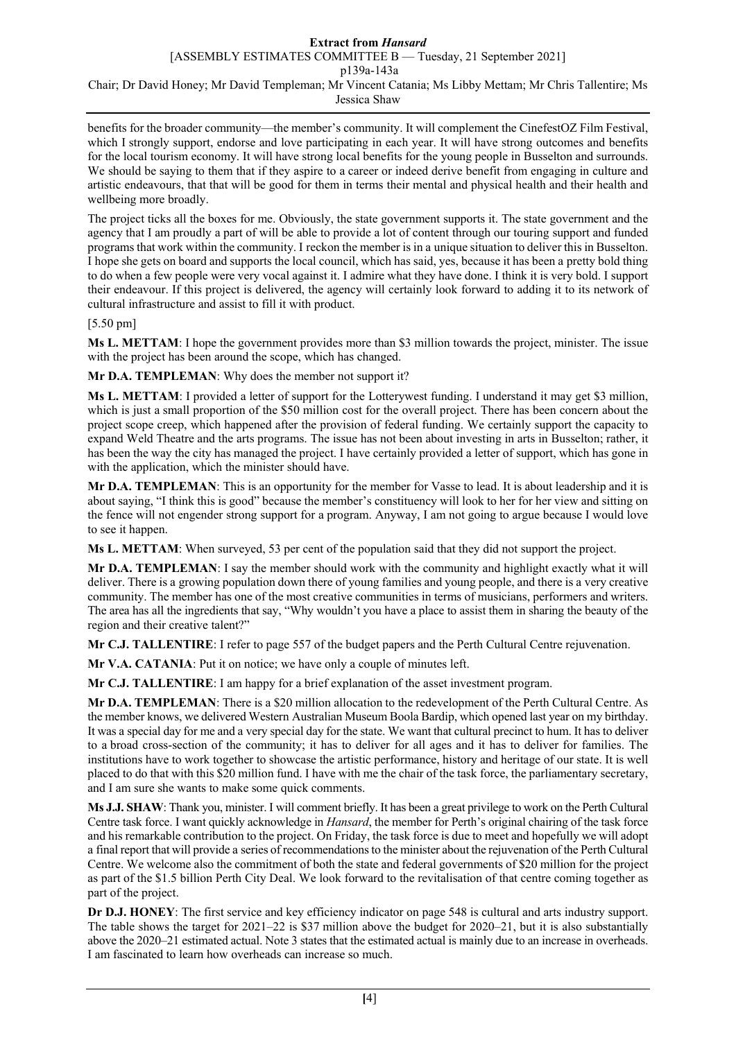benefits for the broader community—the member's community. It will complement the CinefestOZ Film Festival, which I strongly support, endorse and love participating in each year. It will have strong outcomes and benefits for the local tourism economy. It will have strong local benefits for the young people in Busselton and surrounds. We should be saying to them that if they aspire to a career or indeed derive benefit from engaging in culture and artistic endeavours, that that will be good for them in terms their mental and physical health and their health and wellbeing more broadly.

The project ticks all the boxes for me. Obviously, the state government supports it. The state government and the agency that I am proudly a part of will be able to provide a lot of content through our touring support and funded programs that work within the community. I reckon the member is in a unique situation to deliver this in Busselton. I hope she gets on board and supports the local council, which has said, yes, because it has been a pretty bold thing to do when a few people were very vocal against it. I admire what they have done. I think it is very bold. I support their endeavour. If this project is delivered, the agency will certainly look forward to adding it to its network of cultural infrastructure and assist to fill it with product.

[5.50 pm]

**Ms L. METTAM**: I hope the government provides more than $3 million towards the project, minister. The issue with the project has been around the scope, which has changed.

**Mr D.A. TEMPLEMAN**: Why does the member not support it?

**Ms L. METTAM**: I provided a letter of support for the Lotterywest funding. I understand it may get $3 million, which is just a small proportion of the $50 million cost for the overall project. There has been concern about the project scope creep, which happened after the provision of federal funding. We certainly support the capacity to expand Weld Theatre and the arts programs. The issue has not been about investing in arts in Busselton; rather, it has been the way the city has managed the project. I have certainly provided a letter of support, which has gone in with the application, which the minister should have.

**Mr D.A. TEMPLEMAN**: This is an opportunity for the member for Vasse to lead. It is about leadership and it is about saying, "I think this is good" because the member's constituency will look to her for her view and sitting on the fence will not engender strong support for a program. Anyway, I am not going to argue because I would love to see it happen.

**Ms L. METTAM**: When surveyed, 53 per cent of the population said that they did not support the project.

**Mr D.A. TEMPLEMAN**: I say the member should work with the community and highlight exactly what it will deliver. There is a growing population down there of young families and young people, and there is a very creative community. The member has one of the most creative communities in terms of musicians, performers and writers. The area has all the ingredients that say, "Why wouldn't you have a place to assist them in sharing the beauty of the region and their creative talent?"

**Mr C.J. TALLENTIRE**: I refer to page 557 of the budget papers and the Perth Cultural Centre rejuvenation.

**Mr V.A. CATANIA**: Put it on notice; we have only a couple of minutes left.

**Mr C.J. TALLENTIRE**: I am happy for a brief explanation of the asset investment program.

**Mr D.A. TEMPLEMAN**: There is a $20 million allocation to the redevelopment of the Perth Cultural Centre. As the member knows, we delivered Western Australian Museum Boola Bardip, which opened last year on my birthday. It was a special day for me and a very special day for the state. We want that cultural precinct to hum. It has to deliver to a broad cross-section of the community; it has to deliver for all ages and it has to deliver for families. The institutions have to work together to showcase the artistic performance, history and heritage of our state. It is well placed to do that with this $20 million fund. I have with me the chair of the task force, the parliamentary secretary, and I am sure she wants to make some quick comments.

**Ms J.J. SHAW**: Thank you, minister. I will comment briefly. It has been a great privilege to work on the Perth Cultural Centre task force. I want quickly acknowledge in *Hansard*, the member for Perth's original chairing of the task force and his remarkable contribution to the project. On Friday, the task force is due to meet and hopefully we will adopt a final report that will provide a series of recommendations to the minister about the rejuvenation of the Perth Cultural Centre. We welcome also the commitment of both the state and federal governments of $20 million for the project as part of the $1.5 billion Perth City Deal. We look forward to the revitalisation of that centre coming together as part of the project.

**Dr D.J. HONEY**: The first service and key efficiency indicator on page 548 is cultural and arts industry support. The table shows the target for 2021–22 is $37 million above the budget for 2020–21, but it is also substantially above the 2020–21 estimated actual. Note 3 states that the estimated actual is mainly due to an increase in overheads. I am fascinated to learn how overheads can increase so much.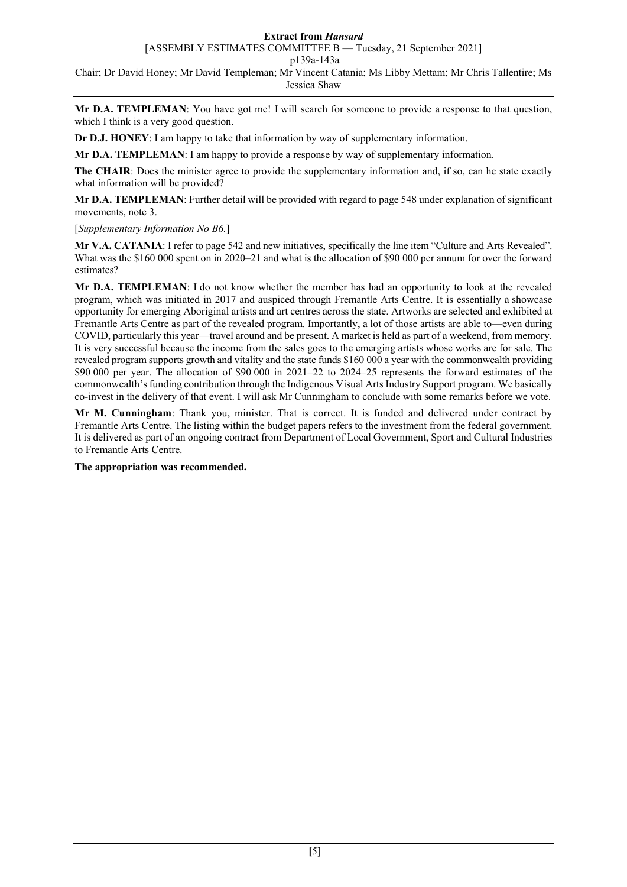**Mr D.A. TEMPLEMAN**: You have got me! I will search for someone to provide a response to that question, which I think is a very good question.

**Dr D.J. HONEY**: I am happy to take that information by way of supplementary information.

**Mr D.A. TEMPLEMAN**: I am happy to provide a response by way of supplementary information.

**The CHAIR**: Does the minister agree to provide the supplementary information and, if so, can he state exactly what information will be provided?

**Mr D.A. TEMPLEMAN**: Further detail will be provided with regard to page 548 under explanation of significant movements, note 3.

[*Supplementary Information No B6.*]

**Mr V.A. CATANIA**: I refer to page 542 and new initiatives, specifically the line item "Culture and Arts Revealed". What was the $160 000 spent on in 2020–21 and what is the allocation of $90 000 per annum for over the forward estimates?

**Mr D.A. TEMPLEMAN**: I do not know whether the member has had an opportunity to look at the revealed program, which was initiated in 2017 and auspiced through Fremantle Arts Centre. It is essentially a showcase opportunity for emerging Aboriginal artists and art centres across the state. Artworks are selected and exhibited at Fremantle Arts Centre as part of the revealed program. Importantly, a lot of those artists are able to—even during COVID, particularly this year—travel around and be present. A market is held as part of a weekend, from memory. It is very successful because the income from the sales goes to the emerging artists whose works are for sale. The revealed program supports growth and vitality and the state funds $160 000 a year with the commonwealth providing $90 000 per year. The allocation of $90 000 in 2021–22 to 2024–25 represents the forward estimates of the commonwealth's funding contribution through the Indigenous Visual Arts Industry Support program. We basically co-invest in the delivery of that event. I will ask Mr Cunningham to conclude with some remarks before we vote.

**Mr M. Cunningham**: Thank you, minister. That is correct. It is funded and delivered under contract by Fremantle Arts Centre. The listing within the budget papers refers to the investment from the federal government. It is delivered as part of an ongoing contract from Department of Local Government, Sport and Cultural Industries to Fremantle Arts Centre.

**The appropriation was recommended.**